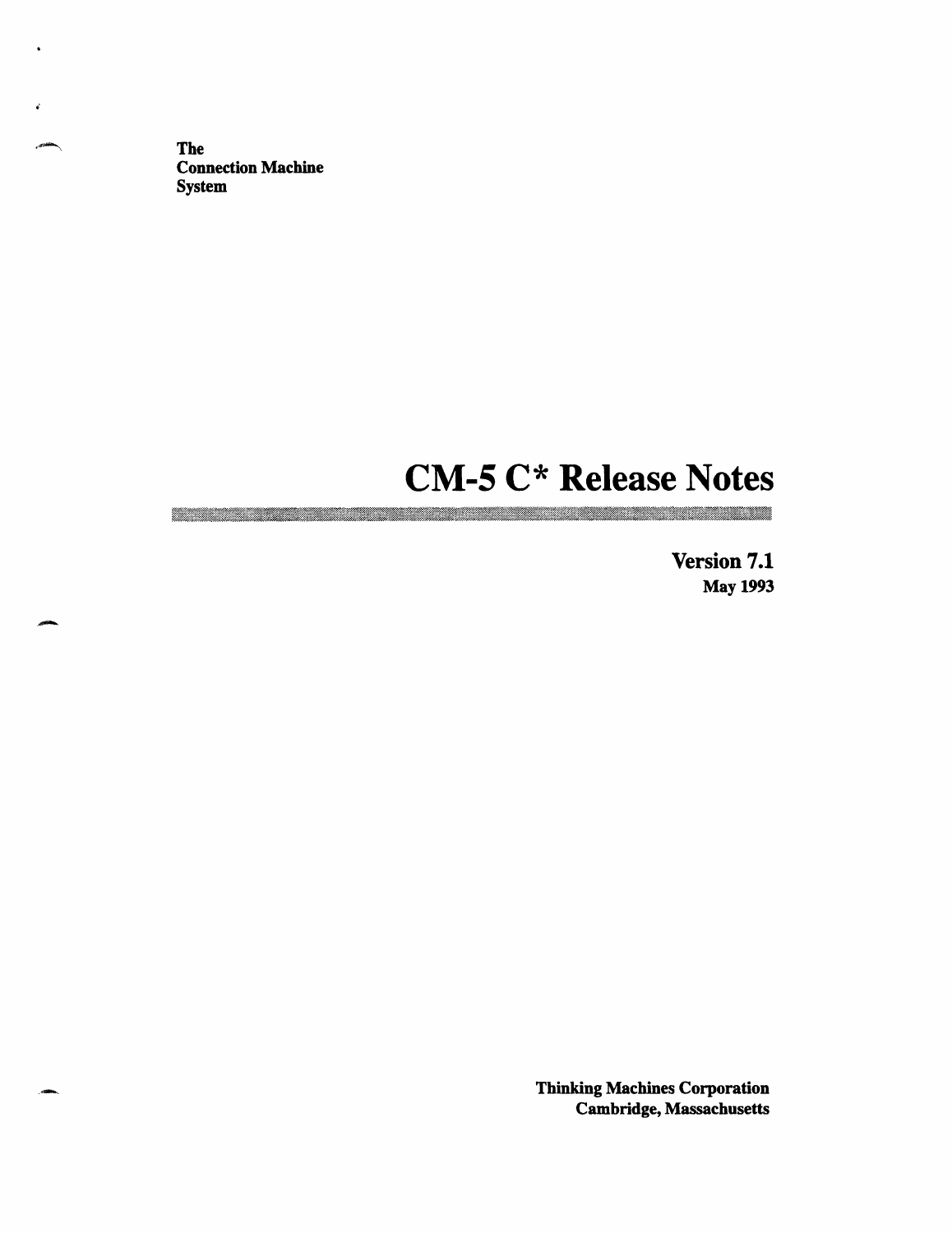The
Connection Machine
System

# CM-5 C* Release Notes

**Version 7.1**
**May 1993**

**Thinking Machines Corporation**
**Cambridge, Massachusetts**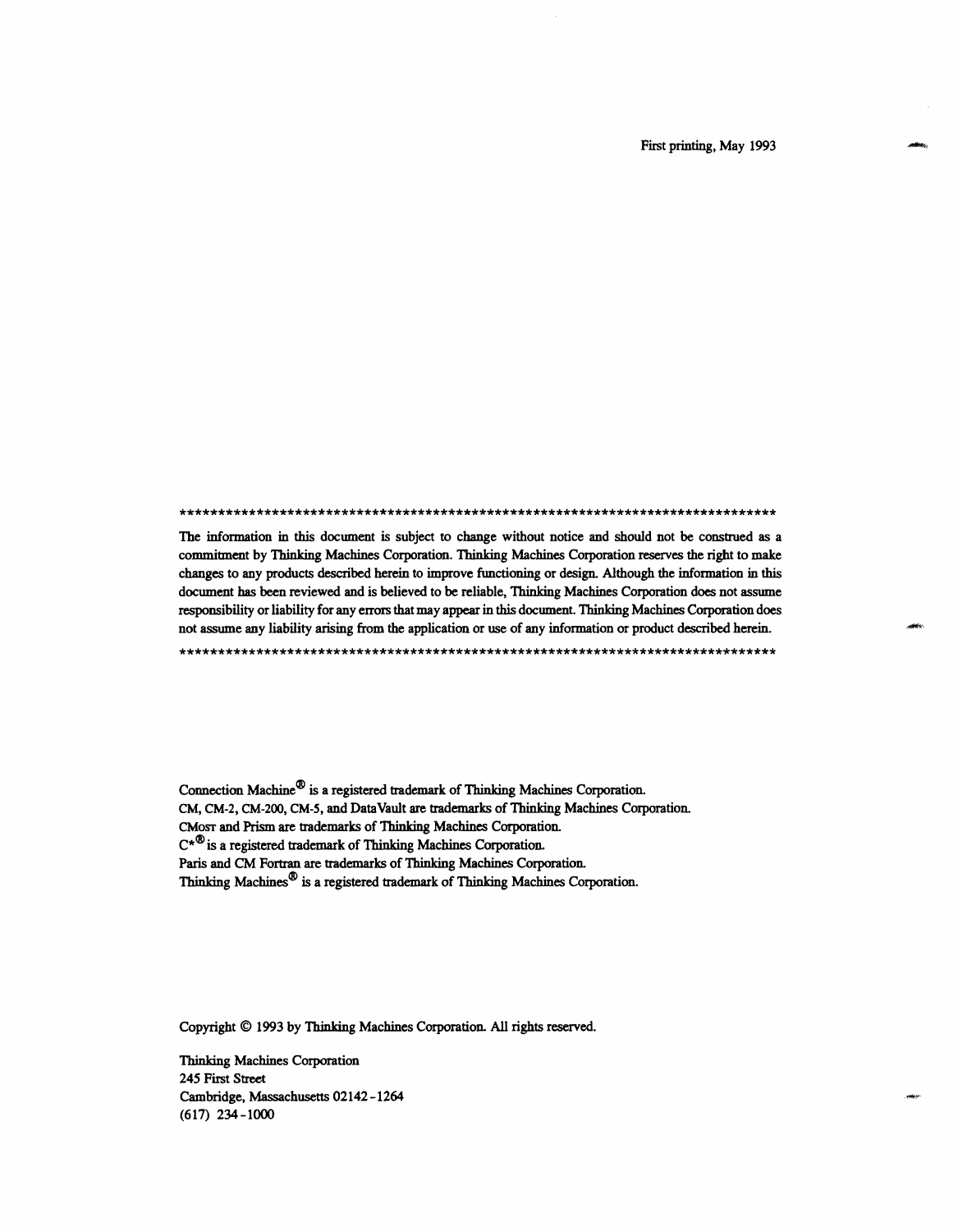First printing, May 1993

*********************************************************************************

The information in this document is subject to change without notice and should not be construed as a commitment by Thinking Machines Corporation. Thinking Machines Corporation reserves the right to make changes to any products described herein to improve functioning or design. Although the information in this document has been reviewed and is believed to be reliable, Thinking Machines Corporation does not assume responsibility or liability for any errors that may appear in this document. Thinking Machines Corporation does not assume any liability arising from the application or use of any information or product described herein.

*********************************************************************************

Connection Machine® is a registered trademark of Thinking Machines Corporation.
CM, CM-2, CM-200, CM-5, and DataVault are trademarks of Thinking Machines Corporation.
CMOST and Prism are trademarks of Thinking Machines Corporation.
C*® is a registered trademark of Thinking Machines Corporation.
Paris and CM Fortran are trademarks of Thinking Machines Corporation.
Thinking Machines® is a registered trademark of Thinking Machines Corporation.

Copyright © 1993 by Thinking Machines Corporation. All rights reserved.

Thinking Machines Corporation
245 First Street
Cambridge, Massachusetts 02142-1264
(617) 234-1000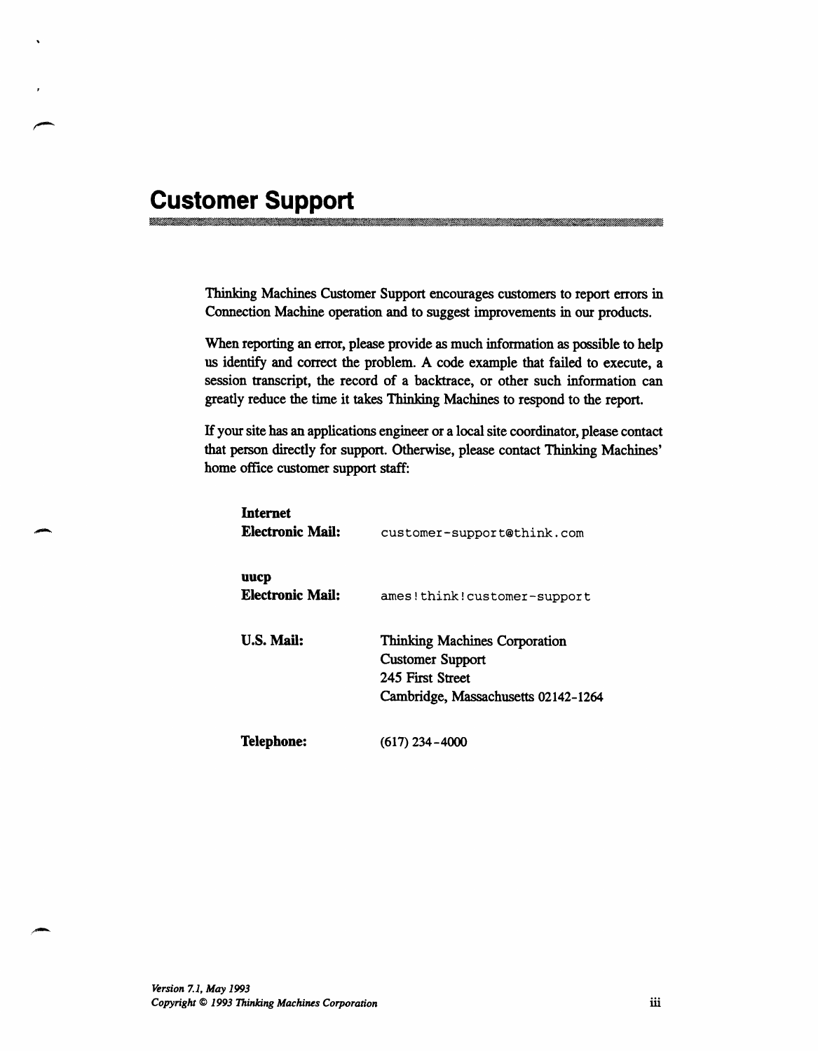# Customer Support

Thinking Machines Customer Support encourages customers to report errors in Connection Machine operation and to suggest improvements in our products.

When reporting an error, please provide as much information as possible to help us identify and correct the problem. A code example that failed to execute, a session transcript, the record of a backtrace, or other such information can greatly reduce the time it takes Thinking Machines to respond to the report.

If your site has an applications engineer or a local site coordinator, please contact that person directly for support. Otherwise, please contact Thinking Machines' home office customer support staff:

**Internet Electronic Mail:** `customer-support@think.com`

**uucp Electronic Mail:** `ames!think!customer-support`

**U.S. Mail:** Thinking Machines Corporation
Customer Support
245 First Street
Cambridge, Massachusetts 02142-1264

**Telephone:** (617) 234-4000

*Version 7.1, May 1993*
*Copyright © 1993 Thinking Machines Corporation*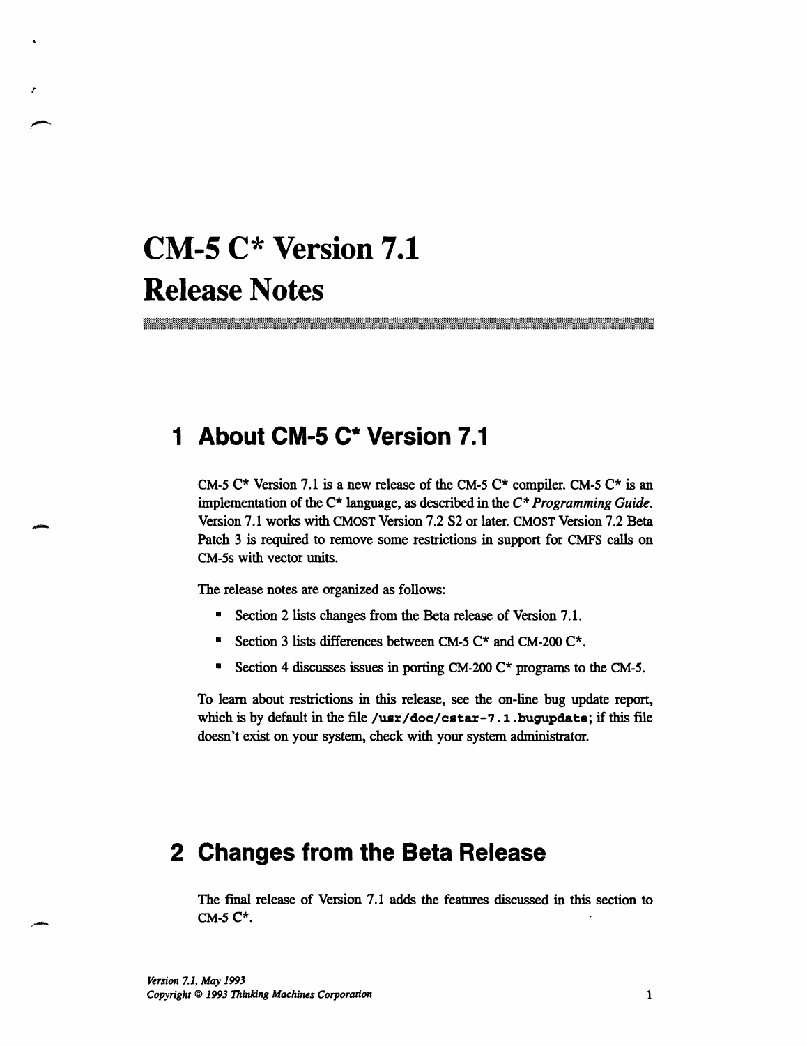# CM-5 C* Version 7.1 Release Notes

## 1 About CM-5 C* Version 7.1

CM-5 C* Version 7.1 is a new release of the CM-5 C* compiler. CM-5 C* is an implementation of the C* language, as described in the *C* Programming Guide*. Version 7.1 works with CMOST Version 7.2 S2 or later. CMOST Version 7.2 Beta Patch 3 is required to remove some restrictions in support for CMFS calls on CM-5s with vector units.

The release notes are organized as follows:

- Section 2 lists changes from the Beta release of Version 7.1.
- Section 3 lists differences between CM-5 C* and CM-200 C*.
- Section 4 discusses issues in porting CM-200 C* programs to the CM-5.

To learn about restrictions in this release, see the on-line bug update report, which is by default in the file **/usr/doc/cstar-7.1.bugupdate**; if this file doesn't exist on your system, check with your system administrator.

## 2 Changes from the Beta Release

The final release of Version 7.1 adds the features discussed in this section to CM-5 C*.

*Version 7.1, May 1993*
*Copyright © 1993 Thinking Machines Corporation*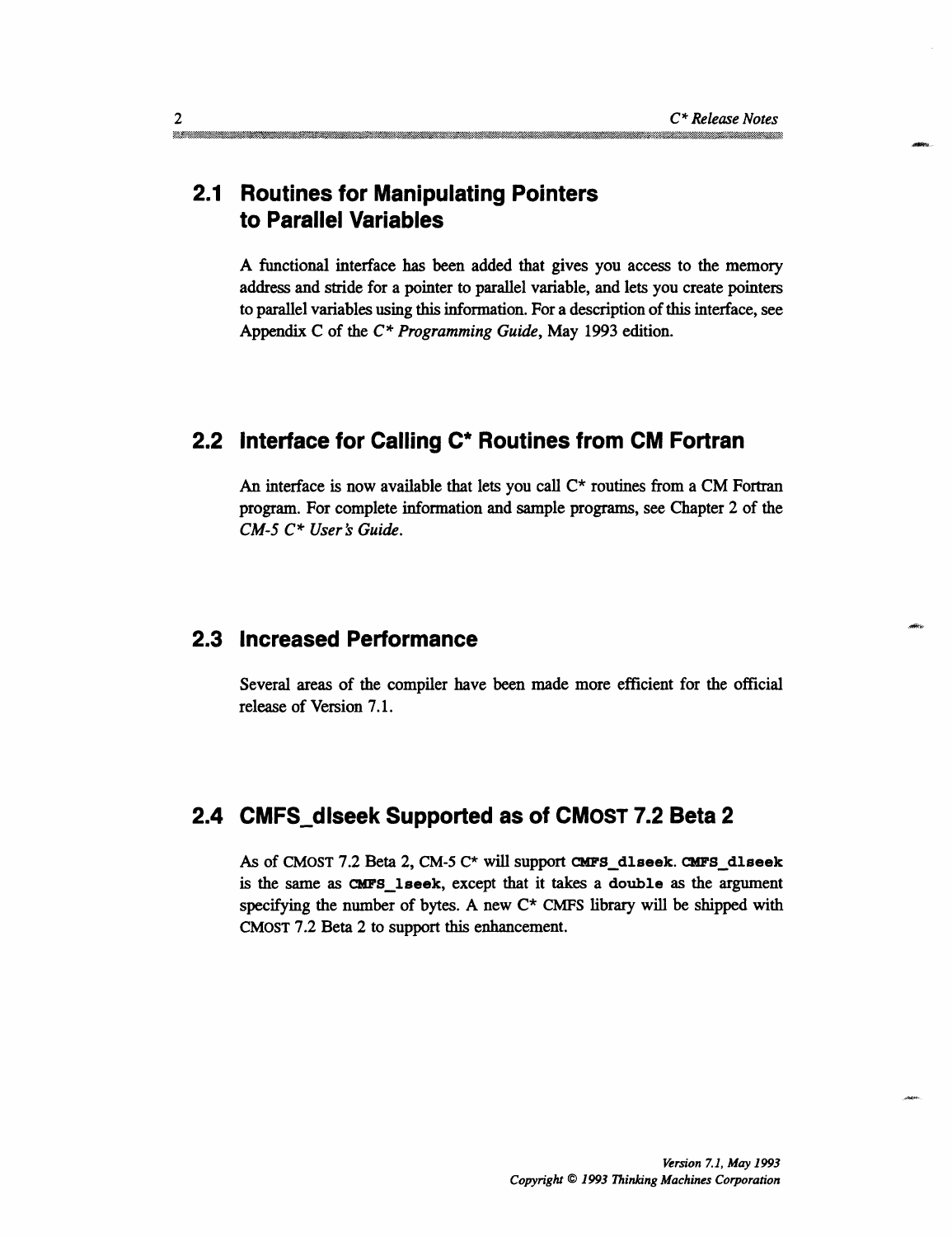## 2.1 Routines for Manipulating Pointers to Parallel Variables

A functional interface has been added that gives you access to the memory address and stride for a pointer to parallel variable, and lets you create pointers to parallel variables using this information. For a description of this interface, see Appendix C of the *C* Programming Guide*, May 1993 edition.

## 2.2 Interface for Calling C* Routines from CM Fortran

An interface is now available that lets you call C* routines from a CM Fortran program. For complete information and sample programs, see Chapter 2 of the *CM-5 C* User's Guide*.

## 2.3 Increased Performance

Several areas of the compiler have been made more efficient for the official release of Version 7.1.

## 2.4 CMFS_dlseek Supported as of CMOST 7.2 Beta 2

As of CMOST 7.2 Beta 2, CM-5 C* will support `CMFS_dlseek`. `CMFS_dlseek` is the same as `CMFS_lseek`, except that it takes a `double` as the argument specifying the number of bytes. A new C* CMFS library will be shipped with CMOST 7.2 Beta 2 to support this enhancement.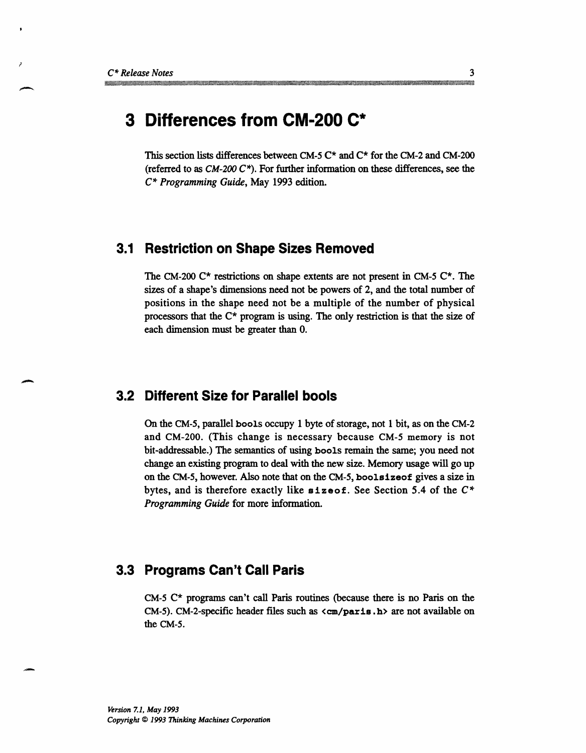# 3 Differences from CM-200 C*

This section lists differences between CM-5 C* and C* for the CM-2 and CM-200 (referred to as *CM-200 C**). For further information on these differences, see the *C* Programming Guide*, May 1993 edition.

## 3.1 Restriction on Shape Sizes Removed

The CM-200 C* restrictions on shape extents are not present in CM-5 C*. The sizes of a shape's dimensions need not be powers of 2, and the total number of positions in the shape need not be a multiple of the number of physical processors that the C* program is using. The only restriction is that the size of each dimension must be greater than 0.

## 3.2 Different Size for Parallel bools

On the CM-5, parallel `bool`s occupy 1 byte of storage, not 1 bit, as on the CM-2 and CM-200. (This change is necessary because CM-5 memory is not bit-addressable.) The semantics of using `bool`s remain the same; you need not change an existing program to deal with the new size. Memory usage will go up on the CM-5, however. Also note that on the CM-5, `boolsizeof` gives a size in bytes, and is therefore exactly like `sizeof`. See Section 5.4 of the *C* Programming Guide* for more information.

## 3.3 Programs Can't Call Paris

CM-5 C* programs can't call Paris routines (because there is no Paris on the CM-5). CM-2-specific header files such as `<cm/paris.h>` are not available on the CM-5.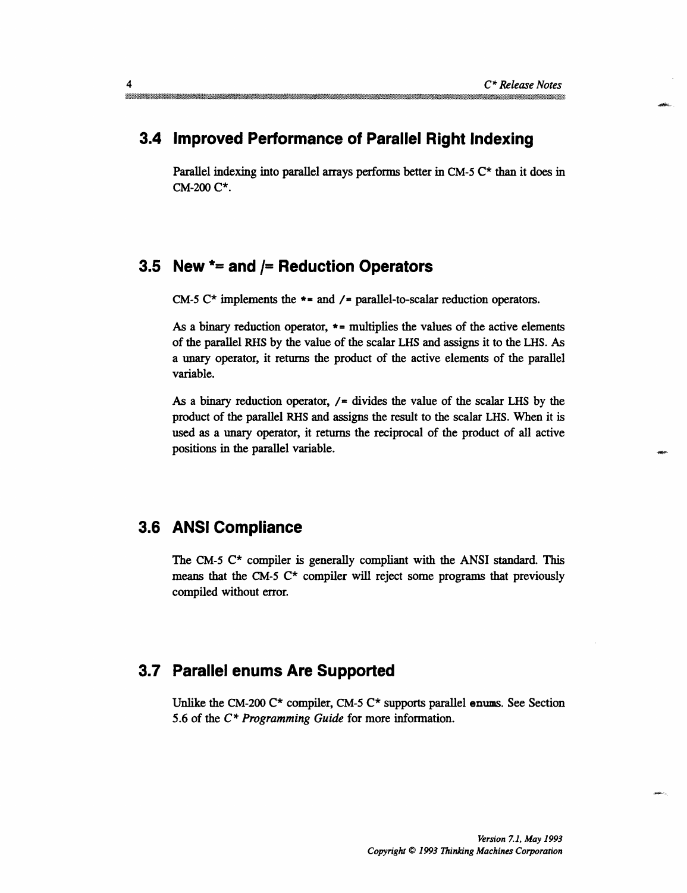## 3.4 Improved Performance of Parallel Right Indexing

Parallel indexing into parallel arrays performs better in CM-5 C* than it does in CM-200 C*.

## 3.5 New *= and /= Reduction Operators

CM-5 C* implements the `*=` and `/=` parallel-to-scalar reduction operators.

As a binary reduction operator, `*=` multiplies the values of the active elements of the parallel RHS by the value of the scalar LHS and assigns it to the LHS. As a unary operator, it returns the product of the active elements of the parallel variable.

As a binary reduction operator, `/=` divides the value of the scalar LHS by the product of the parallel RHS and assigns the result to the scalar LHS. When it is used as a unary operator, it returns the reciprocal of the product of all active positions in the parallel variable.

## 3.6 ANSI Compliance

The CM-5 C* compiler is generally compliant with the ANSI standard. This means that the CM-5 C* compiler will reject some programs that previously compiled without error.

## 3.7 Parallel enums Are Supported

Unlike the CM-200 C* compiler, CM-5 C* supports parallel `enums`. See Section 5.6 of the *C* Programming Guide* for more information.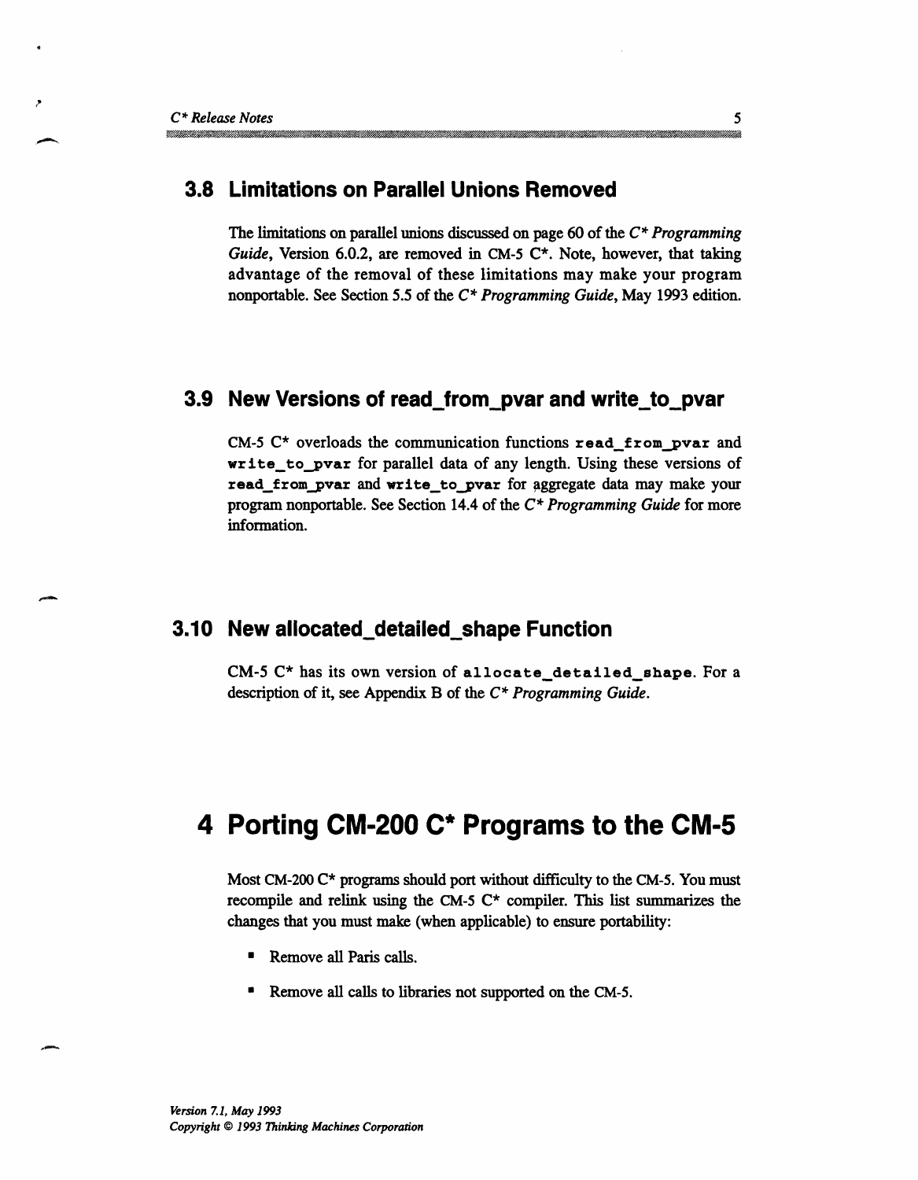## 3.8 Limitations on Parallel Unions Removed

The limitations on parallel unions discussed on page 60 of the *C* Programming Guide*, Version 6.0.2, are removed in CM-5 C*. Note, however, that taking advantage of the removal of these limitations may make your program nonportable. See Section 5.5 of the *C* Programming Guide*, May 1993 edition.

## 3.9 New Versions of read_from_pvar and write_to_pvar

CM-5 C* overloads the communication functions `read_from_pvar` and `write_to_pvar` for parallel data of any length. Using these versions of `read_from_pvar` and `write_to_pvar` for aggregate data may make your program nonportable. See Section 14.4 of the *C* Programming Guide* for more information.

## 3.10 New allocated_detailed_shape Function

CM-5 C* has its own version of `allocate_detailed_shape`. For a description of it, see Appendix B of the *C* Programming Guide*.

# 4 Porting CM-200 C* Programs to the CM-5

Most CM-200 C* programs should port without difficulty to the CM-5. You must recompile and relink using the CM-5 C* compiler. This list summarizes the changes that you must make (when applicable) to ensure portability:

- Remove all Paris calls.
- Remove all calls to libraries not supported on the CM-5.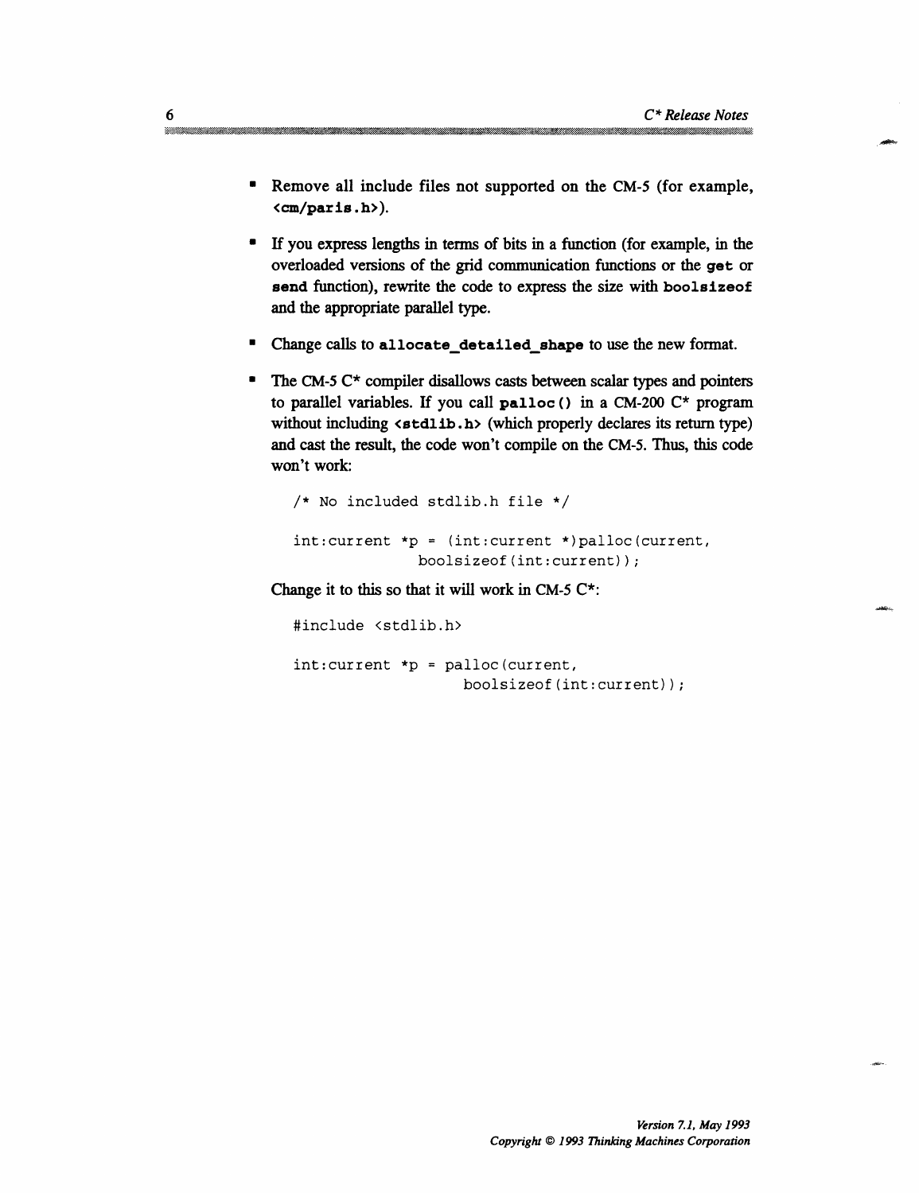- Remove all include files not supported on the CM-5 (for example, **<cm/paris.h>**).

- If you express lengths in terms of bits in a function (for example, in the overloaded versions of the grid communication functions or the **get** or **send** function), rewrite the code to express the size with **boolsizeof** and the appropriate parallel type.

- Change calls to **allocate_detailed_shape** to use the new format.

- The CM-5 C* compiler disallows casts between scalar types and pointers to parallel variables. If you call **palloc()** in a CM-200 C* program without including **<stdlib.h>** (which properly declares its return type) and cast the result, the code won't compile on the CM-5. Thus, this code won't work:

  ```
  /* No included stdlib.h file */

  int:current *p = (int:current *)palloc(current,
                boolsizeof(int:current));
  ```

  Change it to this so that it will work in CM-5 C*:

  ```
  #include <stdlib.h>

  int:current *p = palloc(current,
                      boolsizeof(int:current));
  ```